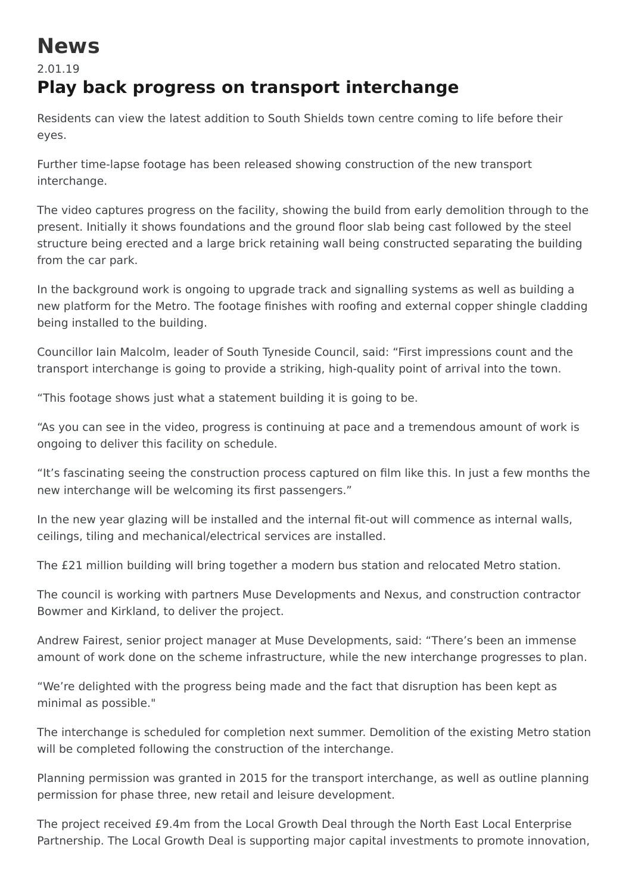# News

2.01.19

## Play back progress on transport interchange

Residents can view the latest addition to South Shields town centre coming to life before their eyes.

Further time-lapse footage has been released showing construction of the new transport interchange.

The video captures progress on the facility, showing the build from early demolition through to the present. Initially it shows foundations and the ground floor slab being cast followed by the steel structure being erected and a large brick retaining wall being constructed separating the building from the car park.

In the background work is ongoing to upgrade track and signalling systems as well as building a new platform for the Metro. The footage finishes with roofing and external copper shingle cladding being installed to the building.

Councillor Iain Malcolm, leader of South Tyneside Council, said: “First impressions count and the transport interchange is going to provide a striking, high-quality point of arrival into the town.

“This footage shows just what a statement building it is going to be.

“As you can see in the video, progress is continuing at pace and a tremendous amount of work is ongoing to deliver this facility on schedule.

“It’s fascinating seeing the construction process captured on film like this. In just a few months the new interchange will be welcoming its first passengers.”

In the new year glazing will be installed and the internal fit-out will commence as internal walls, ceilings, tiling and mechanical/electrical services are installed.

The £21 million building will bring together a modern bus station and relocated Metro station.

The council is working with partners Muse Developments and Nexus, and construction contractor Bowmer and Kirkland, to deliver the project.

Andrew Fairest, senior project manager at Muse Developments, said: “There’s been an immense amount of work done on the scheme infrastructure, while the new interchange progresses to plan.

“We’re delighted with the progress being made and the fact that disruption has been kept as minimal as possible."

The interchange is scheduled for completion next summer. Demolition of the existing Metro station will be completed following the construction of the interchange.

Planning permission was granted in 2015 for the transport interchange, as well as outline planning permission for phase three, new retail and leisure development.

The project received £9.4m from the Local Growth Deal through the North East Local Enterprise Partnership. The Local Growth Deal is supporting major capital investments to promote innovation,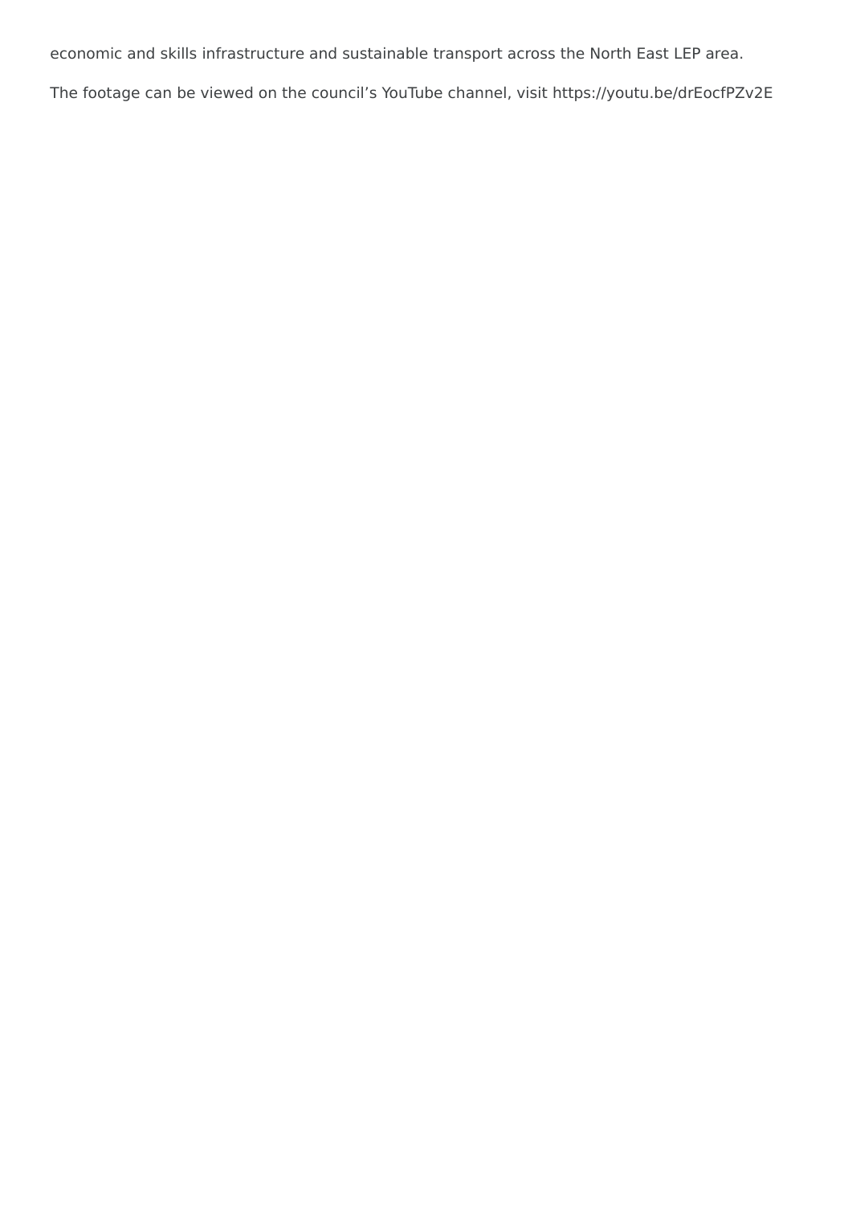economic and skills infrastructure and sustainable transport across the North East LEP area.

The footage can be viewed on the council’s YouTube channel, visit https://youtu.be/drEocfPZv2E